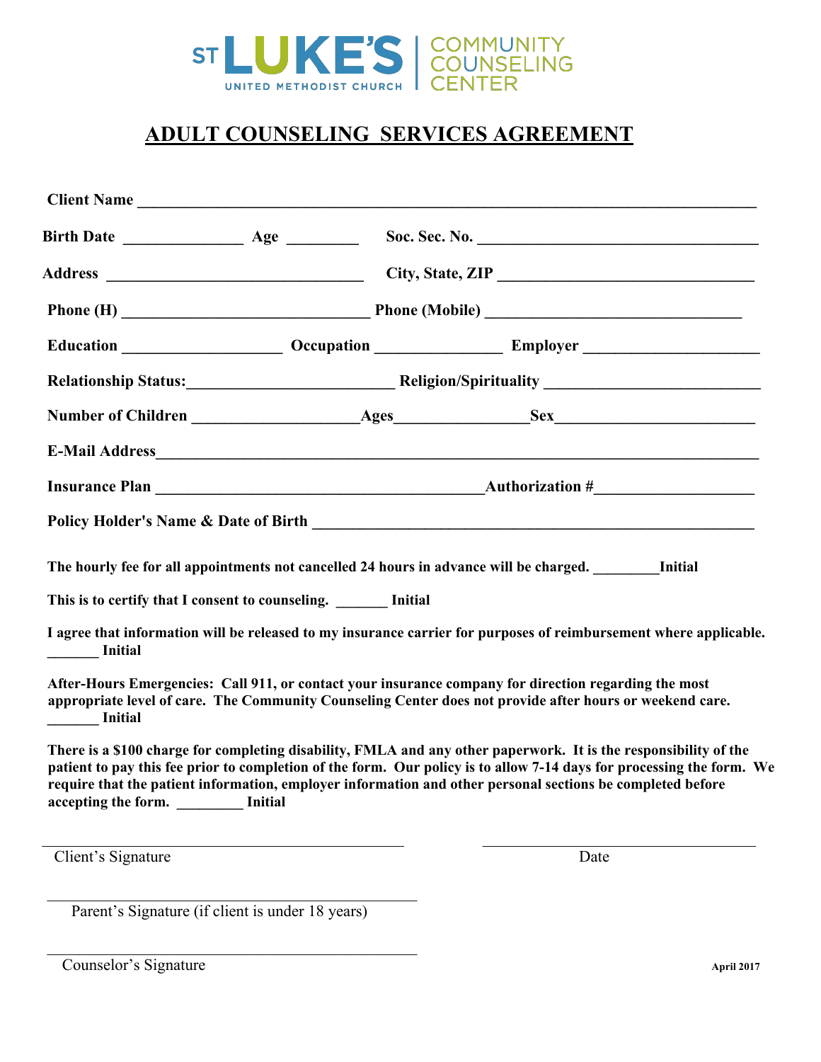ST LUKE'S UNITED METHODIST CHURCH | COMMUNITY COUNSELING CENTER

# ADULT COUNSELING SERVICES AGREEMENT

**Client Name** ______________________________________________________________________________

**Birth Date** _______________ **Age** _________ **Soc. Sec. No.** ____________________________________

**Address** _________________________________ **City, State, ZIP** _________________________________

**Phone (H)** ________________________________ **Phone (Mobile)** _________________________________

**Education** ____________________ **Occupation** ________________ **Employer** ______________________

**Relationship Status:**_________________________ **Religion/Spirituality** ___________________________

**Number of Children** ____________________**Ages**________________**Sex**________________________

**E-Mail Address**___________________________________________________________________________

**Insurance Plan** __________________________________________**Authorization #**___________________

**Policy Holder's Name & Date of Birth** ________________________________________________________

**The hourly fee for all appointments not cancelled 24 hours in advance will be charged. _________Initial**

**This is to certify that I consent to counseling. _______ Initial**

**I agree that information will be released to my insurance carrier for purposes of reimbursement where applicable. _______ Initial**

**After-Hours Emergencies: Call 911, or contact your insurance company for direction regarding the most appropriate level of care. The Community Counseling Center does not provide after hours or weekend care. _______ Initial**

**There is a $100 charge for completing disability, FMLA and any other paperwork. It is the responsibility of the patient to pay this fee prior to completion of the form. Our policy is to allow 7-14 days for processing the form. We require that the patient information, employer information and other personal sections be completed before accepting the form. _________ Initial**

_______________________________________ _______________________________
Client's Signature Date

_______________________________________
Parent's Signature (if client is under 18 years)

_______________________________________
Counselor's Signature

**April 2017**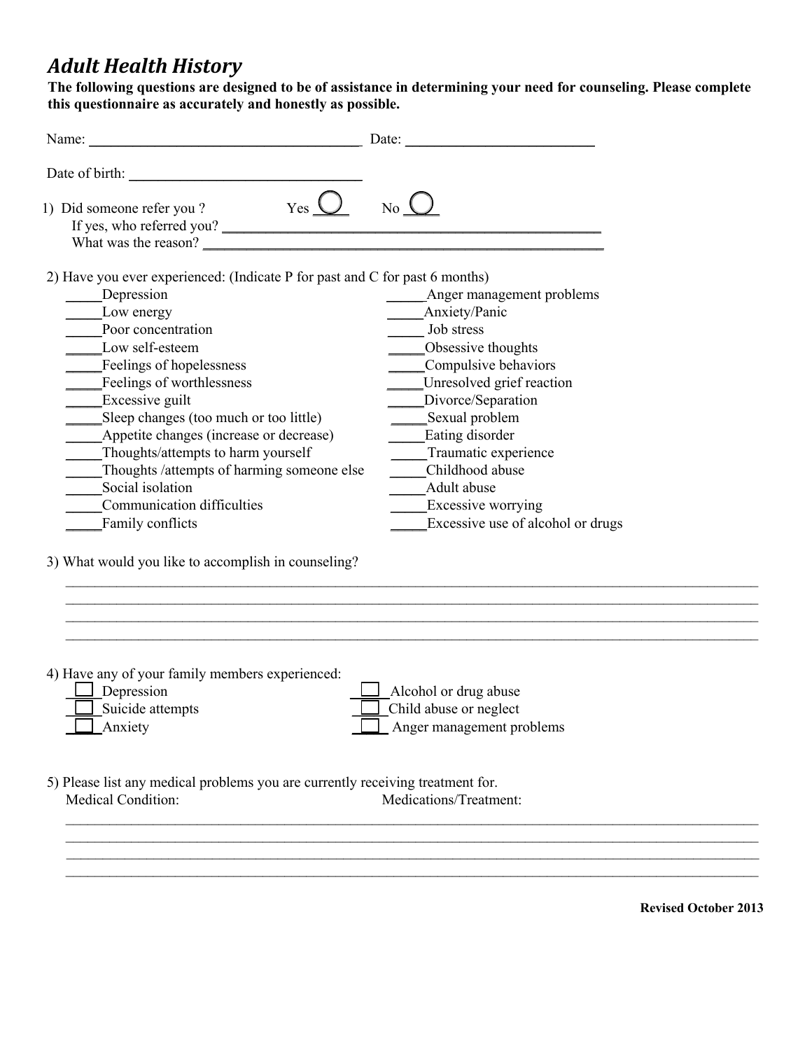# *Adult Health History*

**The following questions are designed to be of assistance in determining your need for counseling. Please complete this questionnaire as accurately and honestly as possible.**

Name: ______________________________ Date: ______________________

Date of birth: ___________________________

1) Did someone refer you ? Yes ◯ No ◯

   If yes, who referred you? ______________________________________________

   What was the reason? ______________________________________________

2) Have you ever experienced: (Indicate P for past and C for past 6 months)

_____Depression
_____Low energy
_____Poor concentration
_____Low self-esteem
_____Feelings of hopelessness
_____Feelings of worthlessness
_____Excessive guilt
_____Sleep changes (too much or too little)
_____Appetite changes (increase or decrease)
_____Thoughts/attempts to harm yourself
_____Thoughts /attempts of harming someone else
_____Social isolation
_____Communication difficulties
_____Family conflicts
_____Anger management problems
_____Anxiety/Panic
_____ Job stress
_____Obsessive thoughts
_____Compulsive behaviors
_____Unresolved grief reaction
_____Divorce/Separation
_____Sexual problem
_____Eating disorder
_____Traumatic experience
_____Childhood abuse
_____Adult abuse
_____Excessive worrying
_____Excessive use of alcohol or drugs

3) What would you like to accomplish in counseling?

________________________________________________________________________________
________________________________________________________________________________
________________________________________________________________________________
________________________________________________________________________________

4) Have any of your family members experienced:

☐ Depression
☐ Suicide attempts
☐ Anxiety
☐ Alcohol or drug abuse
☐ Child abuse or neglect
☐ Anger management problems

5) Please list any medical problems you are currently receiving treatment for.

Medical Condition: Medications/Treatment:

________________________________________________________________________________
________________________________________________________________________________
________________________________________________________________________________
________________________________________________________________________________

**Revised October 2013**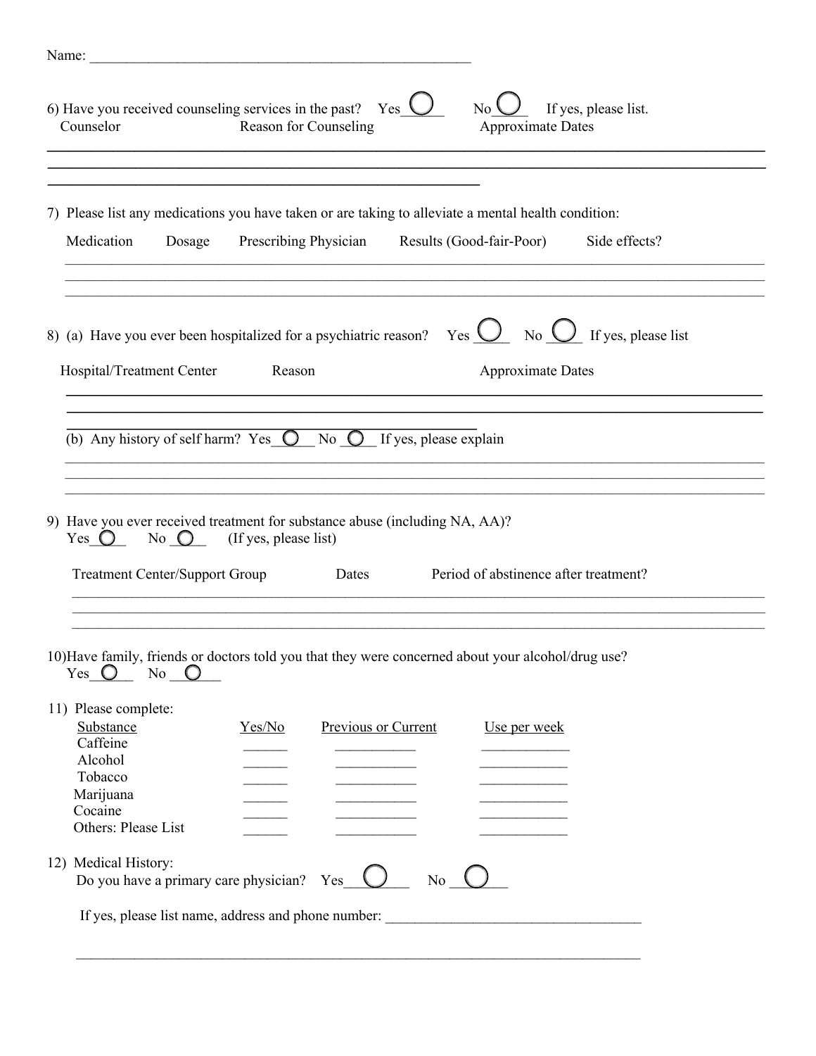Name: ____________________________________________________

6) Have you received counseling services in the past? Yes ◯ No ◯ If yes, please list.

Counselor | Reason for Counseling | Approximate Dates

___________________________________________________________________________

___________________________________________________________________________

______________________________________________

7) Please list any medications you have taken or are taking to alleviate a mental health condition:

| Medication | Dosage | Prescribing Physician | Results (Good-fair-Poor) | Side effects? |
|---|---|---|---|---|
| | | | | |
| | | | | |
| | | | | |

8) (a) Have you ever been hospitalized for a psychiatric reason? Yes ◯ No ◯ If yes, please list

Hospital/Treatment Center | Reason | Approximate Dates

___________________________________________________________________________

___________________________________________________________________________

______________________________________________

(b) Any history of self harm? Yes ◯ No ◯ If yes, please explain

___________________________________________________________________________

___________________________________________________________________________

___________________________________________________________________________

9) Have you ever received treatment for substance abuse (including NA, AA)?
Yes ◯ No ◯ (If yes, please list)

| Treatment Center/Support Group | Dates | Period of abstinence after treatment? |
|---|---|---|
| | | |
| | | |
| | | |

10) Have family, friends or doctors told you that they were concerned about your alcohol/drug use?
Yes ◯ No ◯

11) Please complete:

| Substance | Yes/No | Previous or Current | Use per week |
|---|---|---|---|
| Caffeine | ______ | ___________ | ____________ |
| Alcohol | ______ | ___________ | ____________ |
| Tobacco | ______ | ___________ | ____________ |
| Marijuana | ______ | ___________ | ____________ |
| Cocaine | ______ | ___________ | ____________ |
| Others: Please List | ______ | ___________ | ____________ |

12) Medical History:
Do you have a primary care physician? Yes ◯ No ◯

If yes, please list name, address and phone number: __________________________________

___________________________________________________________________________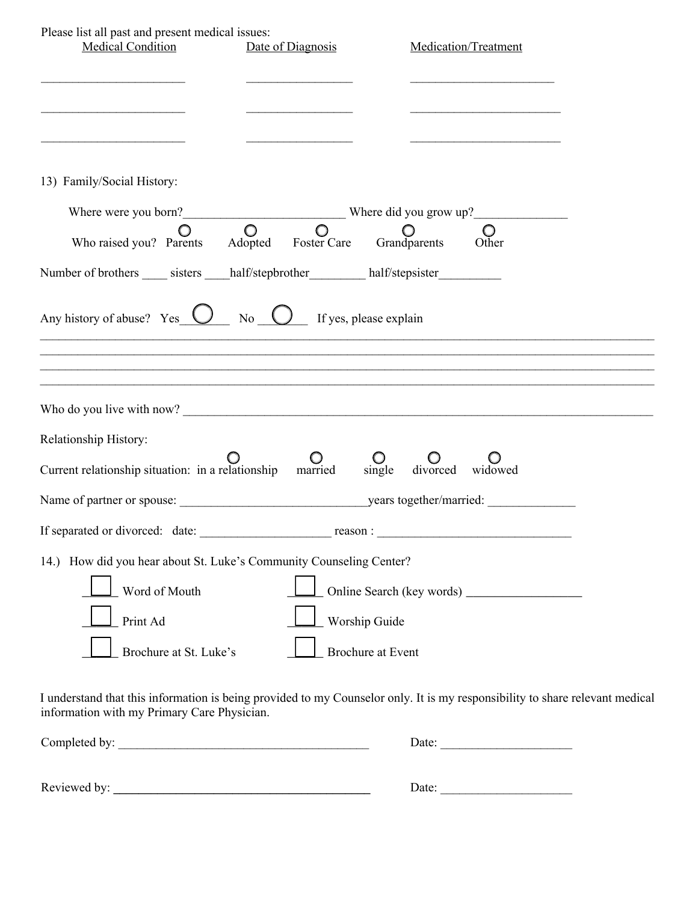Please list all past and present medical issues:

| Medical Condition | Date of Diagnosis | Medication/Treatment |
| --- | --- | --- |
| ______________________ | ________________ | ______________________ |
| ______________________ | ________________ | ______________________ |
| ______________________ | ________________ | ______________________ |

13) Family/Social History:

Where were you born?_________________________ Where did you grow up?______________

Who raised you? ○ Parents ○ Adopted ○ Foster Care ○ Grandparents ○ Other

Number of brothers ____ sisters ____half/stepbrother_________ half/stepsister__________

Any history of abuse? Yes ○ No ○ If yes, please explain

_______________________________________________________________________________

_______________________________________________________________________________

_______________________________________________________________________________

_______________________________________________________________________________

Who do you live with now? _______________________________________________________________

Relationship History:

Current relationship situation: ○ in a relationship ○ married ○ single ○ divorced ○ widowed

Name of partner or spouse: ______________________________years together/married: ______________

If separated or divorced: date: ____________________ reason : ______________________________

14.) How did you hear about St. Luke's Community Counseling Center?

- ☐ Word of Mouth
- ☐ Online Search (key words) __________________
- ☐ Print Ad
- ☐ Worship Guide
- ☐ Brochure at St. Luke's
- ☐ Brochure at Event

I understand that this information is being provided to my Counselor only. It is my responsibility to share relevant medical information with my Primary Care Physician.

Completed by: ________________________________________ Date: ____________________

Reviewed by: ________________________________________ Date: ____________________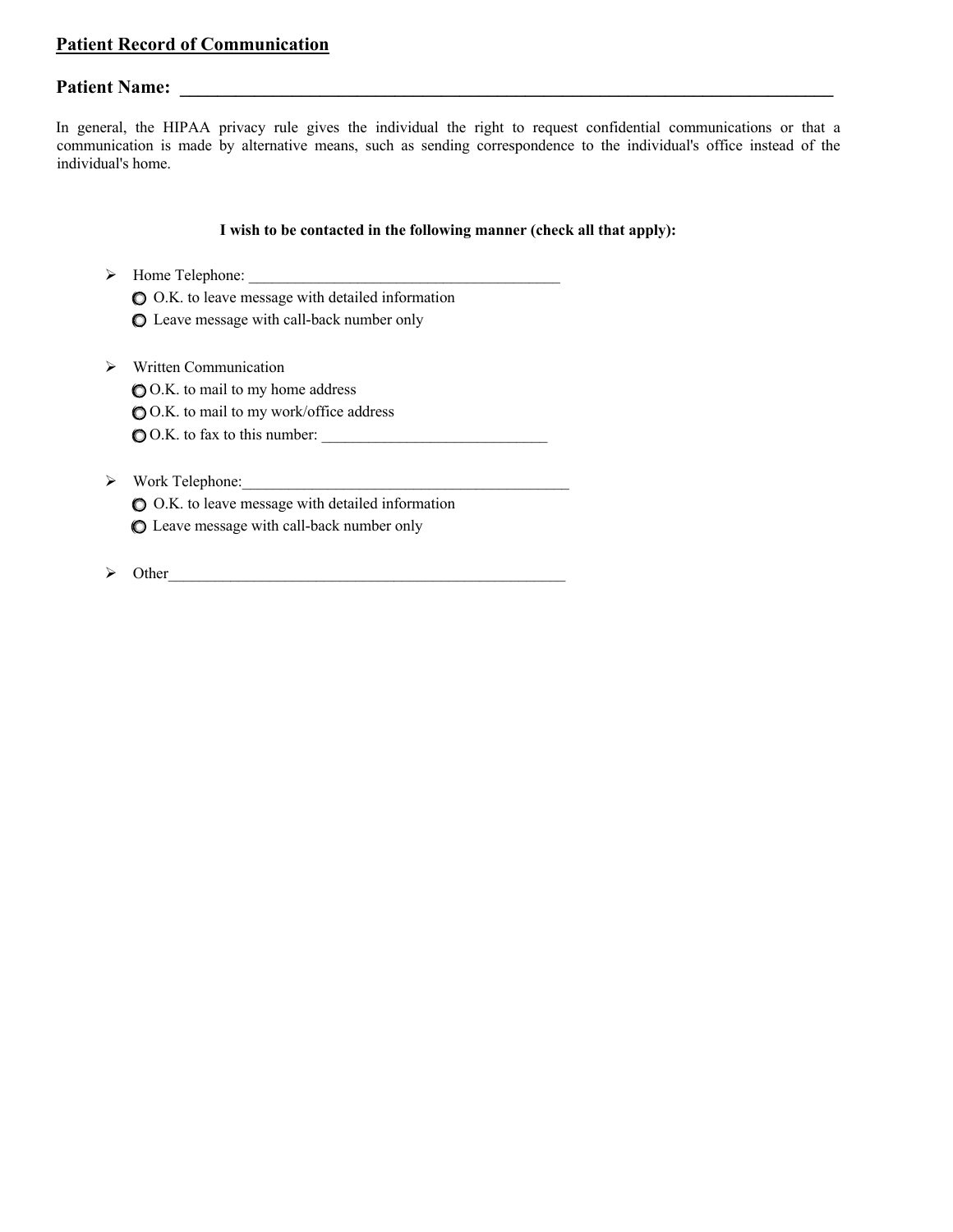## Patient Record of Communication

**Patient Name: ________________________________________________________________________________**

In general, the HIPAA privacy rule gives the individual the right to request confidential communications or that a communication is made by alternative means, such as sending correspondence to the individual's office instead of the individual's home.

**I wish to be contacted in the following manner (check all that apply):**

- Home Telephone: ________________________________________
  - ○ O.K. to leave message with detailed information
  - ○ Leave message with call-back number only

- Written Communication
  - ○ O.K. to mail to my home address
  - ○ O.K. to mail to my work/office address
  - ○ O.K. to fax to this number: _____________________________

- Work Telephone:___________________________________________
  - ○ O.K. to leave message with detailed information
  - ○ Leave message with call-back number only

- Other____________________________________________________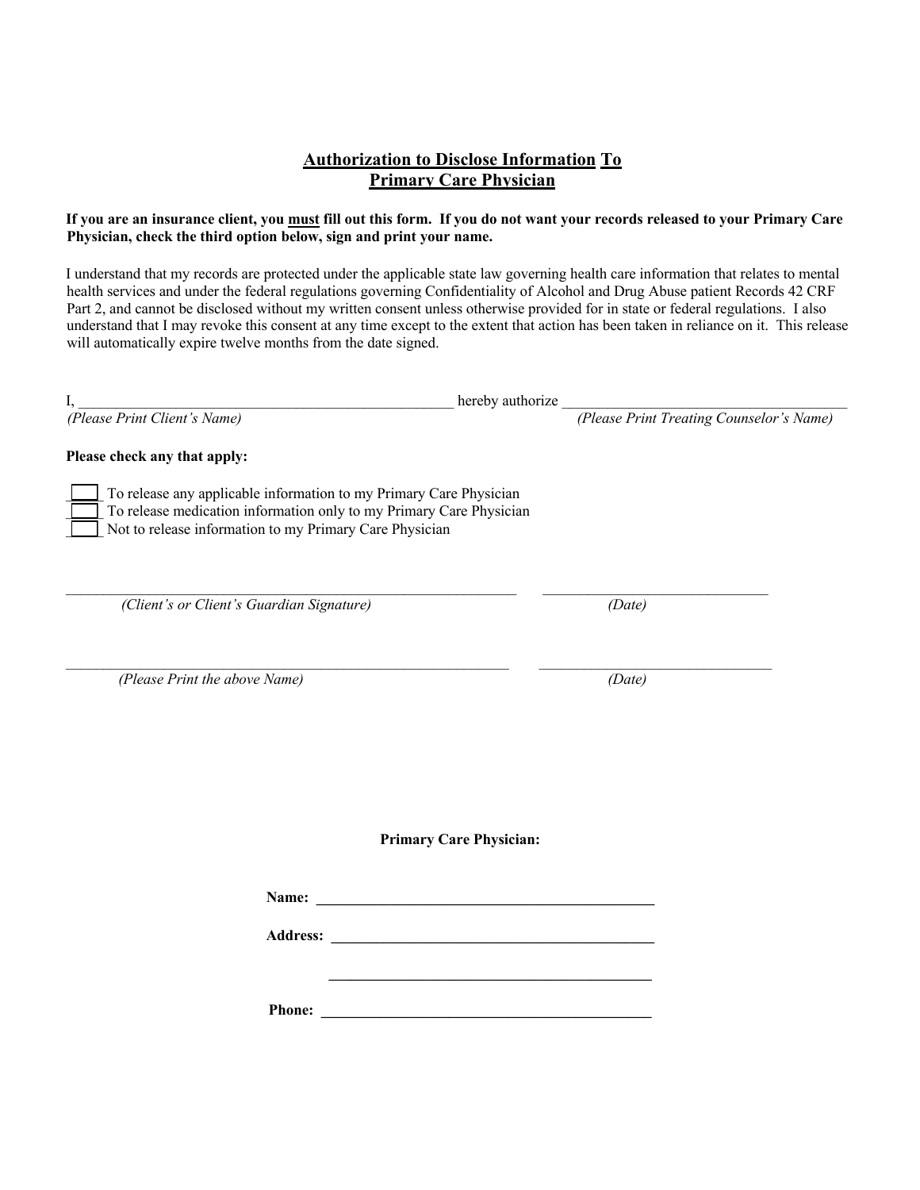## Authorization to Disclose Information To Primary Care Physician

**If you are an insurance client, you must fill out this form. If you do not want your records released to your Primary Care Physician, check the third option below, sign and print your name.**

I understand that my records are protected under the applicable state law governing health care information that relates to mental health services and under the federal regulations governing Confidentiality of Alcohol and Drug Abuse patient Records 42 CRF Part 2, and cannot be disclosed without my written consent unless otherwise provided for in state or federal regulations. I also understand that I may revoke this consent at any time except to the extent that action has been taken in reliance on it. This release will automatically expire twelve months from the date signed.

I, ___________________________________________________ hereby authorize ______________________________________
*(Please Print Client's Name)* *(Please Print Treating Counselor's Name)*

**Please check any that apply:**

- ☐ To release any applicable information to my Primary Care Physician
- ☐ To release medication information only to my Primary Care Physician
- ☐ Not to release information to my Primary Care Physician

_____________________________________________________________ ______________________________
*(Client's or Client's Guardian Signature)* *(Date)*

_____________________________________________________________ ______________________________
*(Please Print the above Name)* *(Date)*

**Primary Care Physician:**

**Name:** _______________________________________________

**Address:** ____________________________________________

_______________________________________________

**Phone:** _______________________________________________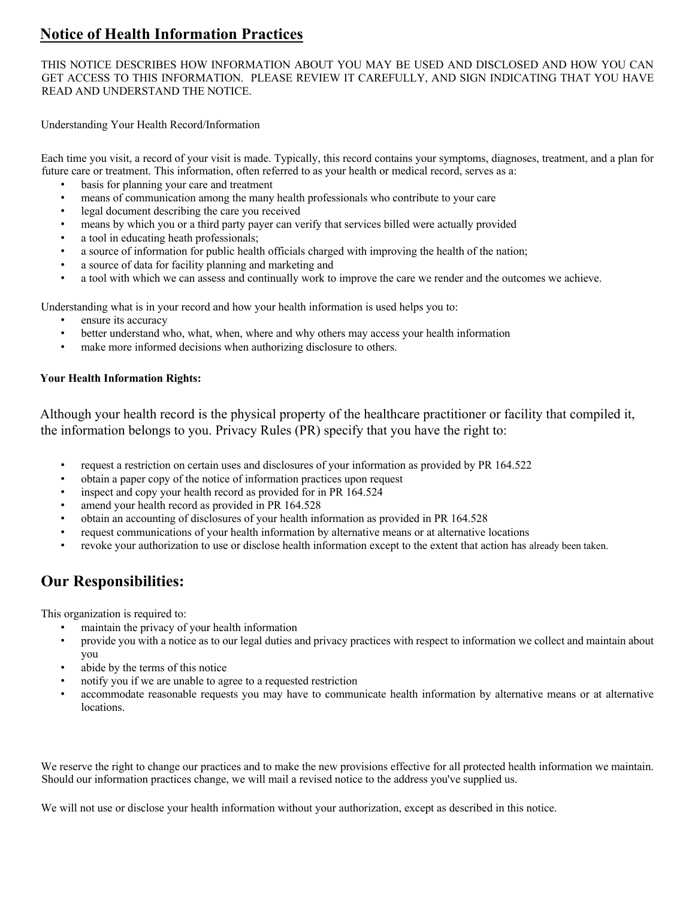# Notice of Health Information Practices

THIS NOTICE DESCRIBES HOW INFORMATION ABOUT YOU MAY BE USED AND DISCLOSED AND HOW YOU CAN GET ACCESS TO THIS INFORMATION. PLEASE REVIEW IT CAREFULLY, AND SIGN INDICATING THAT YOU HAVE READ AND UNDERSTAND THE NOTICE.

Understanding Your Health Record/Information

Each time you visit, a record of your visit is made. Typically, this record contains your symptoms, diagnoses, treatment, and a plan for future care or treatment. This information, often referred to as your health or medical record, serves as a:

- basis for planning your care and treatment
- means of communication among the many health professionals who contribute to your care
- legal document describing the care you received
- means by which you or a third party payer can verify that services billed were actually provided
- a tool in educating heath professionals;
- a source of information for public health officials charged with improving the health of the nation;
- a source of data for facility planning and marketing and
- a tool with which we can assess and continually work to improve the care we render and the outcomes we achieve.

Understanding what is in your record and how your health information is used helps you to:

- ensure its accuracy
- better understand who, what, when, where and why others may access your health information
- make more informed decisions when authorizing disclosure to others.

**Your Health Information Rights:**

Although your health record is the physical property of the healthcare practitioner or facility that compiled it, the information belongs to you. Privacy Rules (PR) specify that you have the right to:

- request a restriction on certain uses and disclosures of your information as provided by PR 164.522
- obtain a paper copy of the notice of information practices upon request
- inspect and copy your health record as provided for in PR 164.524
- amend your health record as provided in PR 164.528
- obtain an accounting of disclosures of your health information as provided in PR 164.528
- request communications of your health information by alternative means or at alternative locations
- revoke your authorization to use or disclose health information except to the extent that action has already been taken.

## Our Responsibilities:

This organization is required to:

- maintain the privacy of your health information
- provide you with a notice as to our legal duties and privacy practices with respect to information we collect and maintain about you
- abide by the terms of this notice
- notify you if we are unable to agree to a requested restriction
- accommodate reasonable requests you may have to communicate health information by alternative means or at alternative locations.

We reserve the right to change our practices and to make the new provisions effective for all protected health information we maintain. Should our information practices change, we will mail a revised notice to the address you've supplied us.

We will not use or disclose your health information without your authorization, except as described in this notice.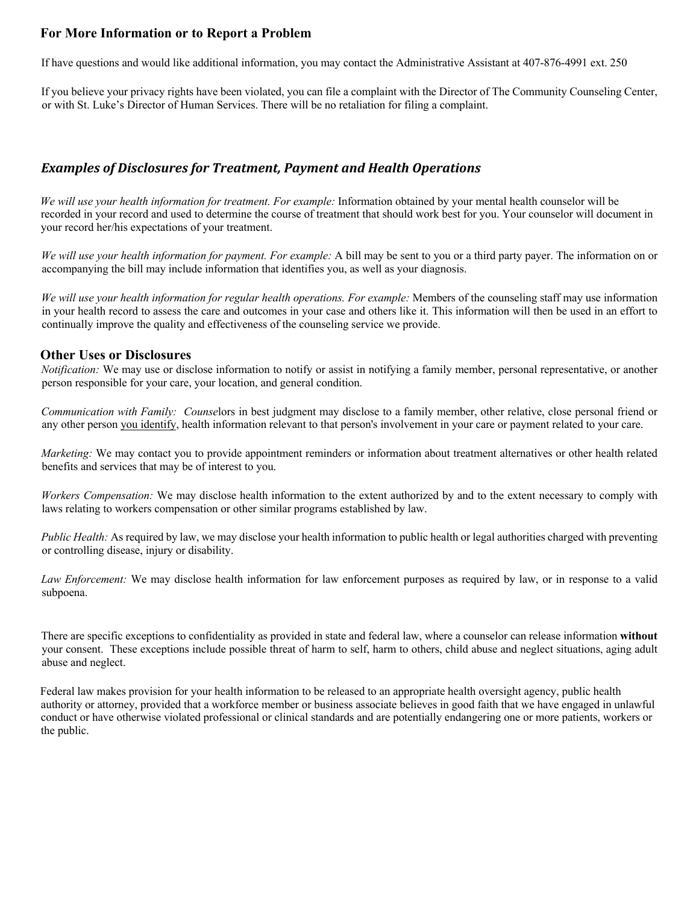## For More Information or to Report a Problem

If have questions and would like additional information, you may contact the Administrative Assistant at 407-876-4991 ext. 250

If you believe your privacy rights have been violated, you can file a complaint with the Director of The Community Counseling Center, or with St. Luke's Director of Human Services. There will be no retaliation for filing a complaint.

## *Examples of Disclosures for Treatment, Payment and Health Operations*

*We will use your health information for treatment. For example:* Information obtained by your mental health counselor will be recorded in your record and used to determine the course of treatment that should work best for you. Your counselor will document in your record her/his expectations of your treatment.

*We will use your health information for payment. For example:* A bill may be sent to you or a third party payer. The information on or accompanying the bill may include information that identifies you, as well as your diagnosis.

*We will use your health information for regular health operations. For example:* Members of the counseling staff may use information in your health record to assess the care and outcomes in your case and others like it. This information will then be used in an effort to continually improve the quality and effectiveness of the counseling service we provide.

## Other Uses or Disclosures

*Notification:* We may use or disclose information to notify or assist in notifying a family member, personal representative, or another person responsible for your care, your location, and general condition.

*Communication with Family: Counse*lors in best judgment may disclose to a family member, other relative, close personal friend or any other person you identify, health information relevant to that person's involvement in your care or payment related to your care.

*Marketing:* We may contact you to provide appointment reminders or information about treatment alternatives or other health related benefits and services that may be of interest to you.

*Workers Compensation:* We may disclose health information to the extent authorized by and to the extent necessary to comply with laws relating to workers compensation or other similar programs established by law.

*Public Health:* As required by law, we may disclose your health information to public health or legal authorities charged with preventing or controlling disease, injury or disability.

*Law Enforcement:* We may disclose health information for law enforcement purposes as required by law, or in response to a valid subpoena.

There are specific exceptions to confidentiality as provided in state and federal law, where a counselor can release information **without** your consent. These exceptions include possible threat of harm to self, harm to others, child abuse and neglect situations, aging adult abuse and neglect.

Federal law makes provision for your health information to be released to an appropriate health oversight agency, public health authority or attorney, provided that a workforce member or business associate believes in good faith that we have engaged in unlawful conduct or have otherwise violated professional or clinical standards and are potentially endangering one or more patients, workers or the public.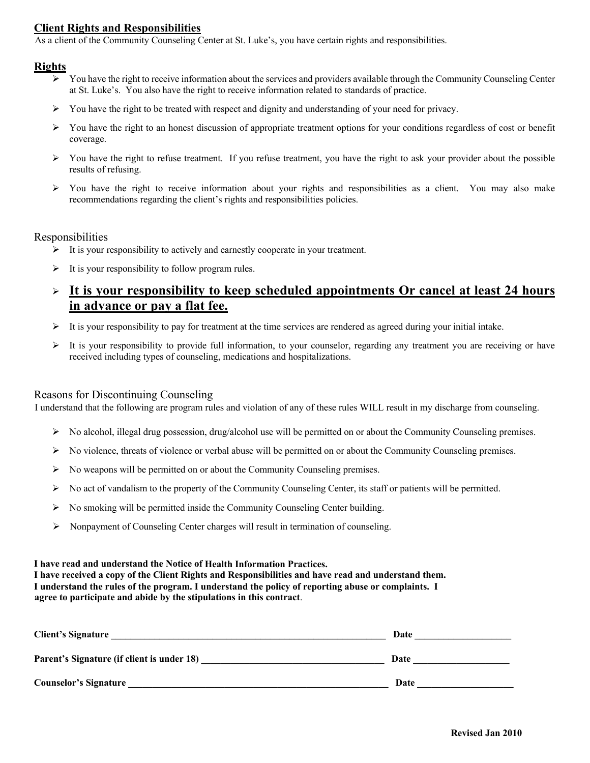## Client Rights and Responsibilities

As a client of the Community Counseling Center at St. Luke's, you have certain rights and responsibilities.

### Rights

- You have the right to receive information about the services and providers available through the Community Counseling Center at St. Luke's. You also have the right to receive information related to standards of practice.
- You have the right to be treated with respect and dignity and understanding of your need for privacy.
- You have the right to an honest discussion of appropriate treatment options for your conditions regardless of cost or benefit coverage.
- You have the right to refuse treatment. If you refuse treatment, you have the right to ask your provider about the possible results of refusing.
- You have the right to receive information about your rights and responsibilities as a client. You may also make recommendations regarding the client's rights and responsibilities policies.

### Responsibilities

- It is your responsibility to actively and earnestly cooperate in your treatment.
- It is your responsibility to follow program rules.
- **It is your responsibility to keep scheduled appointments Or cancel at least 24 hours in advance or pay a flat fee.**
- It is your responsibility to pay for treatment at the time services are rendered as agreed during your initial intake.
- It is your responsibility to provide full information, to your counselor, regarding any treatment you are receiving or have received including types of counseling, medications and hospitalizations.

### Reasons for Discontinuing Counseling

I understand that the following are program rules and violation of any of these rules WILL result in my discharge from counseling.

- No alcohol, illegal drug possession, drug/alcohol use will be permitted on or about the Community Counseling premises.
- No violence, threats of violence or verbal abuse will be permitted on or about the Community Counseling premises.
- No weapons will be permitted on or about the Community Counseling premises.
- No act of vandalism to the property of the Community Counseling Center, its staff or patients will be permitted.
- No smoking will be permitted inside the Community Counseling Center building.
- Nonpayment of Counseling Center charges will result in termination of counseling.

**I have read and understand the Notice of Health Information Practices.**
**I have received a copy of the Client Rights and Responsibilities and have read and understand them.**
**I understand the rules of the program. I understand the policy of reporting abuse or complaints. I agree to participate and abide by the stipulations in this contract**.

**Client's Signature** ______________________________ **Date** ____________

**Parent's Signature (if client is under 18)** ______________________________ **Date** ____________

**Counselor's Signature** ______________________________ **Date** ____________

**Revised Jan 2010**